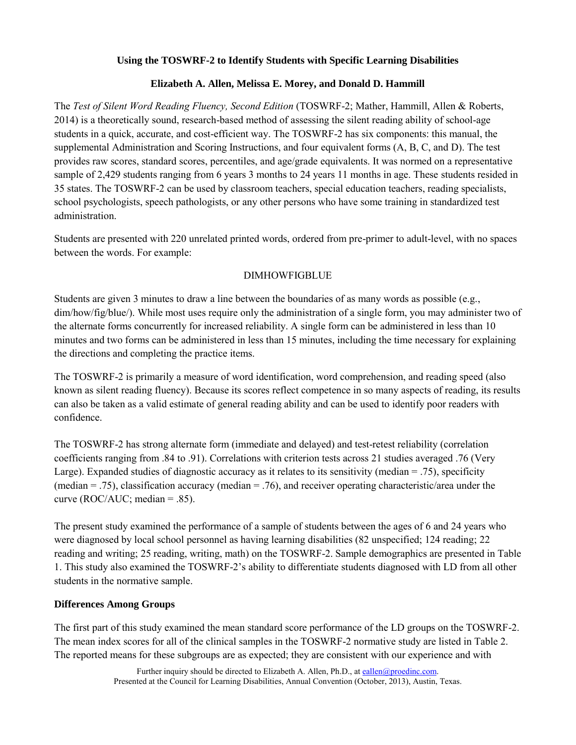# Using the TOSWRF-2 to Identify Students with Specific Learning Disabilities

**Elizabeth A. Allen, Melissa E. Morey, and Donald D. Hammill**

The *Test of Silent Word Reading Fluency, Second Edition* (TOSWRF-2; Mather, Hammill, Allen & Roberts, 2014) is a theoretically sound, research-based method of assessing the silent reading ability of school-age students in a quick, accurate, and cost-efficient way. The TOSWRF-2 has six components: this manual, the supplemental Administration and Scoring Instructions, and four equivalent forms (A, B, C, and D). The test provides raw scores, standard scores, percentiles, and age/grade equivalents. It was normed on a representative sample of 2,429 students ranging from 6 years 3 months to 24 years 11 months in age. These students resided in 35 states. The TOSWRF-2 can be used by classroom teachers, special education teachers, reading specialists, school psychologists, speech pathologists, or any other persons who have some training in standardized test administration.

Students are presented with 220 unrelated printed words, ordered from pre-primer to adult-level, with no spaces between the words. For example:

DIMHOWFIGBLUE

Students are given 3 minutes to draw a line between the boundaries of as many words as possible (e.g., dim/how/fig/blue/). While most uses require only the administration of a single form, you may administer two of the alternate forms concurrently for increased reliability. A single form can be administered in less than 10 minutes and two forms can be administered in less than 15 minutes, including the time necessary for explaining the directions and completing the practice items.

The TOSWRF-2 is primarily a measure of word identification, word comprehension, and reading speed (also known as silent reading fluency). Because its scores reflect competence in so many aspects of reading, its results can also be taken as a valid estimate of general reading ability and can be used to identify poor readers with confidence.

The TOSWRF-2 has strong alternate form (immediate and delayed) and test-retest reliability (correlation coefficients ranging from .84 to .91). Correlations with criterion tests across 21 studies averaged .76 (Very Large). Expanded studies of diagnostic accuracy as it relates to its sensitivity (median = .75), specificity (median = .75), classification accuracy (median = .76), and receiver operating characteristic/area under the curve (ROC/AUC; median = .85).

The present study examined the performance of a sample of students between the ages of 6 and 24 years who were diagnosed by local school personnel as having learning disabilities (82 unspecified; 124 reading; 22 reading and writing; 25 reading, writing, math) on the TOSWRF-2. Sample demographics are presented in Table 1. This study also examined the TOSWRF-2's ability to differentiate students diagnosed with LD from all other students in the normative sample.

## Differences Among Groups

The first part of this study examined the mean standard score performance of the LD groups on the TOSWRF-2. The mean index scores for all of the clinical samples in the TOSWRF-2 normative study are listed in Table 2. The reported means for these subgroups are as expected; they are consistent with our experience and with

Further inquiry should be directed to Elizabeth A. Allen, Ph.D., at eallen@proedinc.com.
Presented at the Council for Learning Disabilities, Annual Convention (October, 2013), Austin, Texas.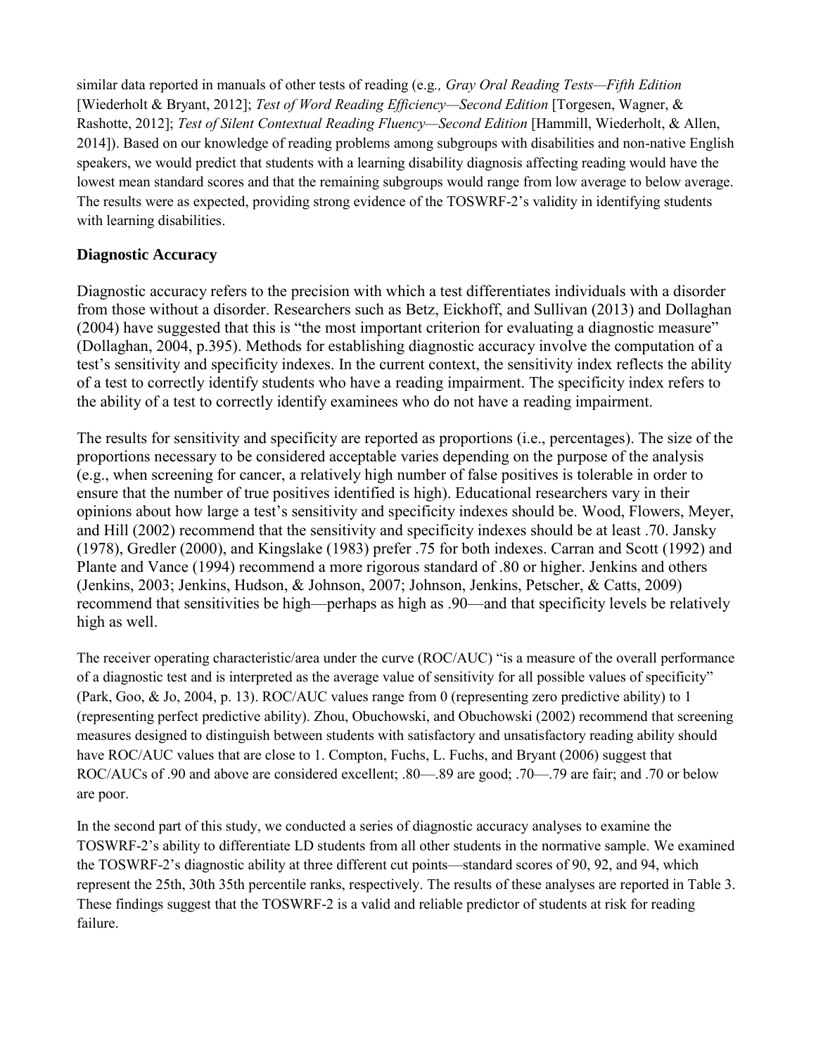similar data reported in manuals of other tests of reading (e.g*., Gray Oral Reading Tests—Fifth Edition* [Wiederholt & Bryant, 2012]; *Test of Word Reading Efficiency—Second Edition* [Torgesen, Wagner, & Rashotte, 2012]; *Test of Silent Contextual Reading Fluency—Second Edition* [Hammill, Wiederholt, & Allen, 2014]). Based on our knowledge of reading problems among subgroups with disabilities and non-native English speakers, we would predict that students with a learning disability diagnosis affecting reading would have the lowest mean standard scores and that the remaining subgroups would range from low average to below average. The results were as expected, providing strong evidence of the TOSWRF-2's validity in identifying students with learning disabilities.

## Diagnostic Accuracy

Diagnostic accuracy refers to the precision with which a test differentiates individuals with a disorder from those without a disorder. Researchers such as Betz, Eickhoff, and Sullivan (2013) and Dollaghan (2004) have suggested that this is "the most important criterion for evaluating a diagnostic measure" (Dollaghan, 2004, p.395). Methods for establishing diagnostic accuracy involve the computation of a test's sensitivity and specificity indexes. In the current context, the sensitivity index reflects the ability of a test to correctly identify students who have a reading impairment. The specificity index refers to the ability of a test to correctly identify examinees who do not have a reading impairment.

The results for sensitivity and specificity are reported as proportions (i.e., percentages). The size of the proportions necessary to be considered acceptable varies depending on the purpose of the analysis (e.g., when screening for cancer, a relatively high number of false positives is tolerable in order to ensure that the number of true positives identified is high). Educational researchers vary in their opinions about how large a test's sensitivity and specificity indexes should be. Wood, Flowers, Meyer, and Hill (2002) recommend that the sensitivity and specificity indexes should be at least .70. Jansky (1978), Gredler (2000), and Kingslake (1983) prefer .75 for both indexes. Carran and Scott (1992) and Plante and Vance (1994) recommend a more rigorous standard of .80 or higher. Jenkins and others (Jenkins, 2003; Jenkins, Hudson, & Johnson, 2007; Johnson, Jenkins, Petscher, & Catts, 2009) recommend that sensitivities be high—perhaps as high as .90—and that specificity levels be relatively high as well.

The receiver operating characteristic/area under the curve (ROC/AUC) "is a measure of the overall performance of a diagnostic test and is interpreted as the average value of sensitivity for all possible values of specificity" (Park, Goo, & Jo, 2004, p. 13). ROC/AUC values range from 0 (representing zero predictive ability) to 1 (representing perfect predictive ability). Zhou, Obuchowski, and Obuchowski (2002) recommend that screening measures designed to distinguish between students with satisfactory and unsatisfactory reading ability should have ROC/AUC values that are close to 1. Compton, Fuchs, L. Fuchs, and Bryant (2006) suggest that ROC/AUCs of .90 and above are considered excellent; .80—.89 are good; .70—.79 are fair; and .70 or below are poor.

In the second part of this study, we conducted a series of diagnostic accuracy analyses to examine the TOSWRF-2's ability to differentiate LD students from all other students in the normative sample. We examined the TOSWRF-2's diagnostic ability at three different cut points—standard scores of 90, 92, and 94, which represent the 25th, 30th 35th percentile ranks, respectively. The results of these analyses are reported in Table 3. These findings suggest that the TOSWRF-2 is a valid and reliable predictor of students at risk for reading failure.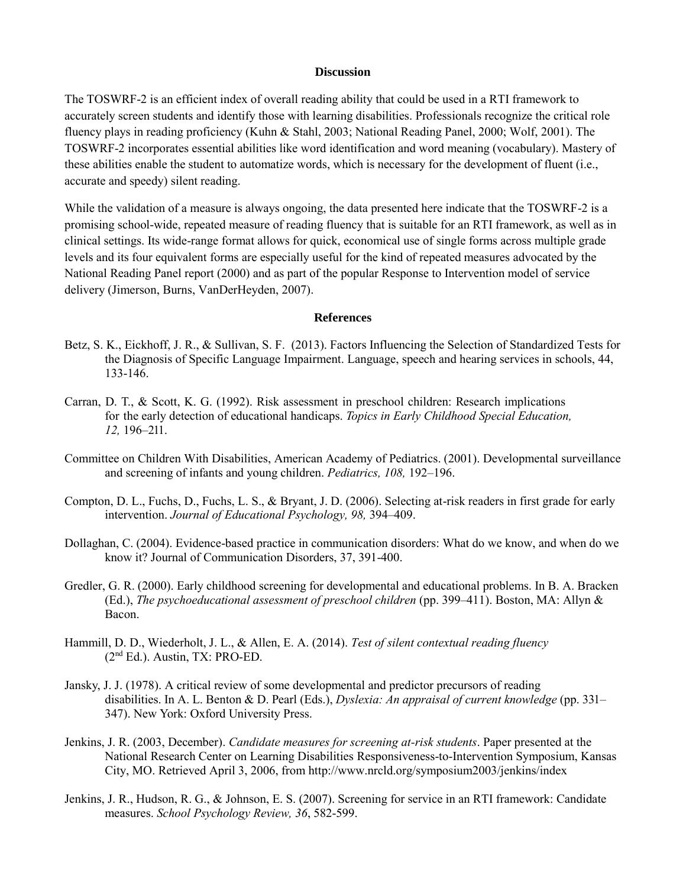## Discussion

The TOSWRF-2 is an efficient index of overall reading ability that could be used in a RTI framework to accurately screen students and identify those with learning disabilities. Professionals recognize the critical role fluency plays in reading proficiency (Kuhn & Stahl, 2003; National Reading Panel, 2000; Wolf, 2001). The TOSWRF-2 incorporates essential abilities like word identification and word meaning (vocabulary). Mastery of these abilities enable the student to automatize words, which is necessary for the development of fluent (i.e., accurate and speedy) silent reading.

While the validation of a measure is always ongoing, the data presented here indicate that the TOSWRF-2 is a promising school-wide, repeated measure of reading fluency that is suitable for an RTI framework, as well as in clinical settings. Its wide-range format allows for quick, economical use of single forms across multiple grade levels and its four equivalent forms are especially useful for the kind of repeated measures advocated by the National Reading Panel report (2000) and as part of the popular Response to Intervention model of service delivery (Jimerson, Burns, VanDerHeyden, 2007).

## References

Betz, S. K., Eickhoff, J. R., & Sullivan, S. F. (2013). Factors Influencing the Selection of Standardized Tests for the Diagnosis of Specific Language Impairment. Language, speech and hearing services in schools, 44, 133-146.

Carran, D. T., & Scott, K. G. (1992). Risk assessment in preschool children: Research implications for the early detection of educational handicaps. *Topics in Early Childhood Special Education, 12,* 196–211.

Committee on Children With Disabilities, American Academy of Pediatrics. (2001). Developmental surveillance and screening of infants and young children. *Pediatrics, 108,* 192–196.

Compton, D. L., Fuchs, D., Fuchs, L. S., & Bryant, J. D. (2006). Selecting at-risk readers in first grade for early intervention. *Journal of Educational Psychology, 98,* 394–409.

Dollaghan, C. (2004). Evidence-based practice in communication disorders: What do we know, and when do we know it? Journal of Communication Disorders, 37, 391-400.

Gredler, G. R. (2000). Early childhood screening for developmental and educational problems. In B. A. Bracken (Ed.), *The psychoeducational assessment of preschool children* (pp. 399–411). Boston, MA: Allyn & Bacon.

Hammill, D. D., Wiederholt, J. L., & Allen, E. A. (2014). *Test of silent contextual reading fluency* (2nd Ed.). Austin, TX: PRO-ED.

Jansky, J. J. (1978). A critical review of some developmental and predictor precursors of reading disabilities. In A. L. Benton & D. Pearl (Eds.), *Dyslexia: An appraisal of current knowledge* (pp. 331–347). New York: Oxford University Press.

Jenkins, J. R. (2003, December). *Candidate measures for screening at-risk students*. Paper presented at the National Research Center on Learning Disabilities Responsiveness-to-Intervention Symposium, Kansas City, MO. Retrieved April 3, 2006, from http://www.nrcld.org/symposium2003/jenkins/index

Jenkins, J. R., Hudson, R. G., & Johnson, E. S. (2007). Screening for service in an RTI framework: Candidate measures. *School Psychology Review, 36*, 582-599.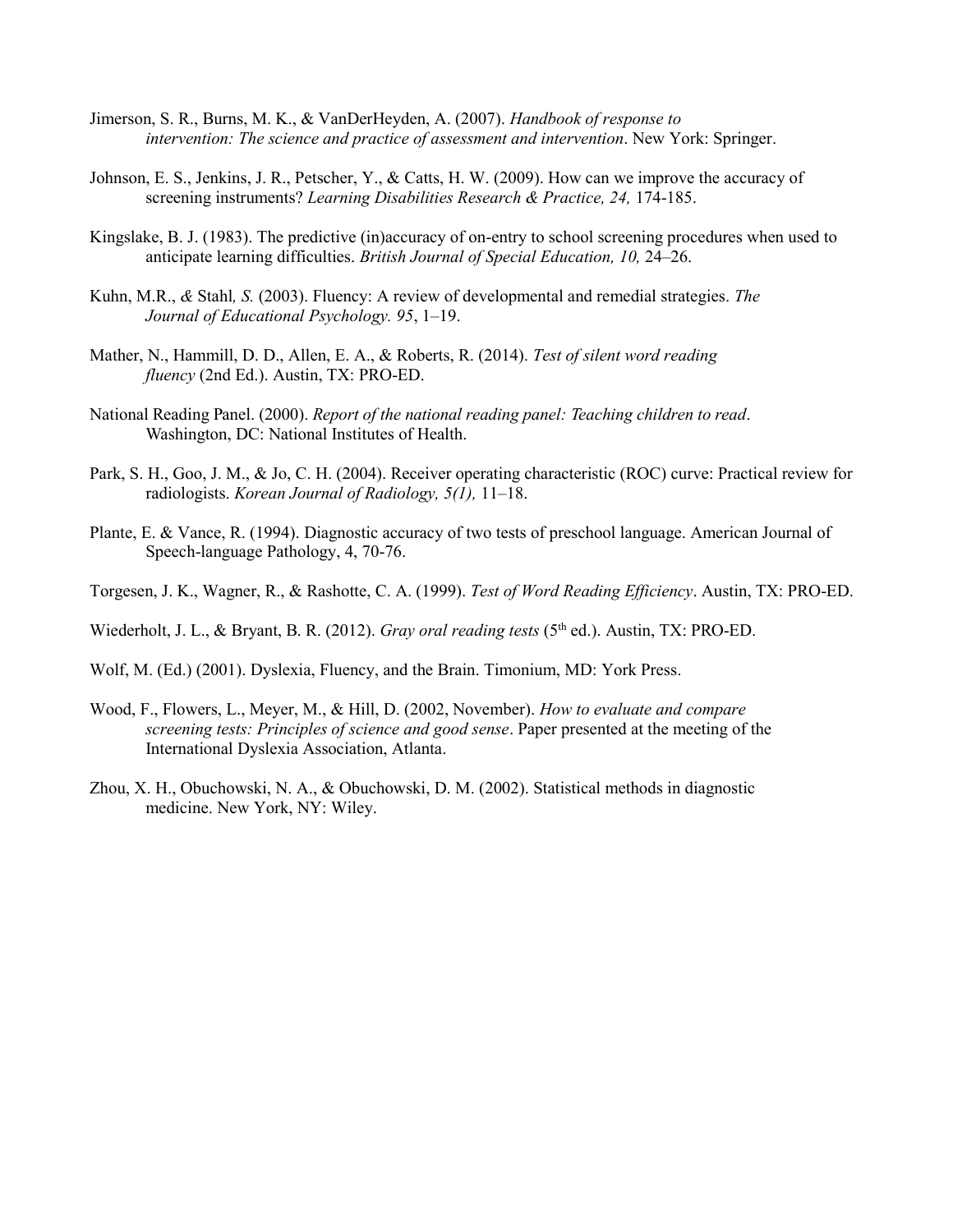Jimerson, S. R., Burns, M. K., & VanDerHeyden, A. (2007). *Handbook of response to intervention: The science and practice of assessment and intervention*. New York: Springer.

Johnson, E. S., Jenkins, J. R., Petscher, Y., & Catts, H. W. (2009). How can we improve the accuracy of screening instruments? *Learning Disabilities Research & Practice, 24,* 174-185.

Kingslake, B. J. (1983). The predictive (in)accuracy of on-entry to school screening procedures when used to anticipate learning difficulties. *British Journal of Special Education, 10,* 24–26.

Kuhn, M.R., *&* Stahl*, S.* (2003). Fluency: A review of developmental and remedial strategies. *The Journal of Educational Psychology. 95*, 1–19.

Mather, N., Hammill, D. D., Allen, E. A., & Roberts, R. (2014). *Test of silent word reading fluency* (2nd Ed.). Austin, TX: PRO-ED.

National Reading Panel. (2000). *Report of the national reading panel: Teaching children to read*. Washington, DC: National Institutes of Health.

Park, S. H., Goo, J. M., & Jo, C. H. (2004). Receiver operating characteristic (ROC) curve: Practical review for radiologists. *Korean Journal of Radiology, 5(1),* 11–18.

Plante, E. & Vance, R. (1994). Diagnostic accuracy of two tests of preschool language. American Journal of Speech-language Pathology, 4, 70-76.

Torgesen, J. K., Wagner, R., & Rashotte, C. A. (1999). *Test of Word Reading Efficiency*. Austin, TX: PRO-ED.

Wiederholt, J. L., & Bryant, B. R. (2012). *Gray oral reading tests* (5th ed.). Austin, TX: PRO-ED.

Wolf, M. (Ed.) (2001). Dyslexia, Fluency, and the Brain. Timonium, MD: York Press.

Wood, F., Flowers, L., Meyer, M., & Hill, D. (2002, November). *How to evaluate and compare screening tests: Principles of science and good sense*. Paper presented at the meeting of the International Dyslexia Association, Atlanta.

Zhou, X. H., Obuchowski, N. A., & Obuchowski, D. M. (2002). Statistical methods in diagnostic medicine. New York, NY: Wiley.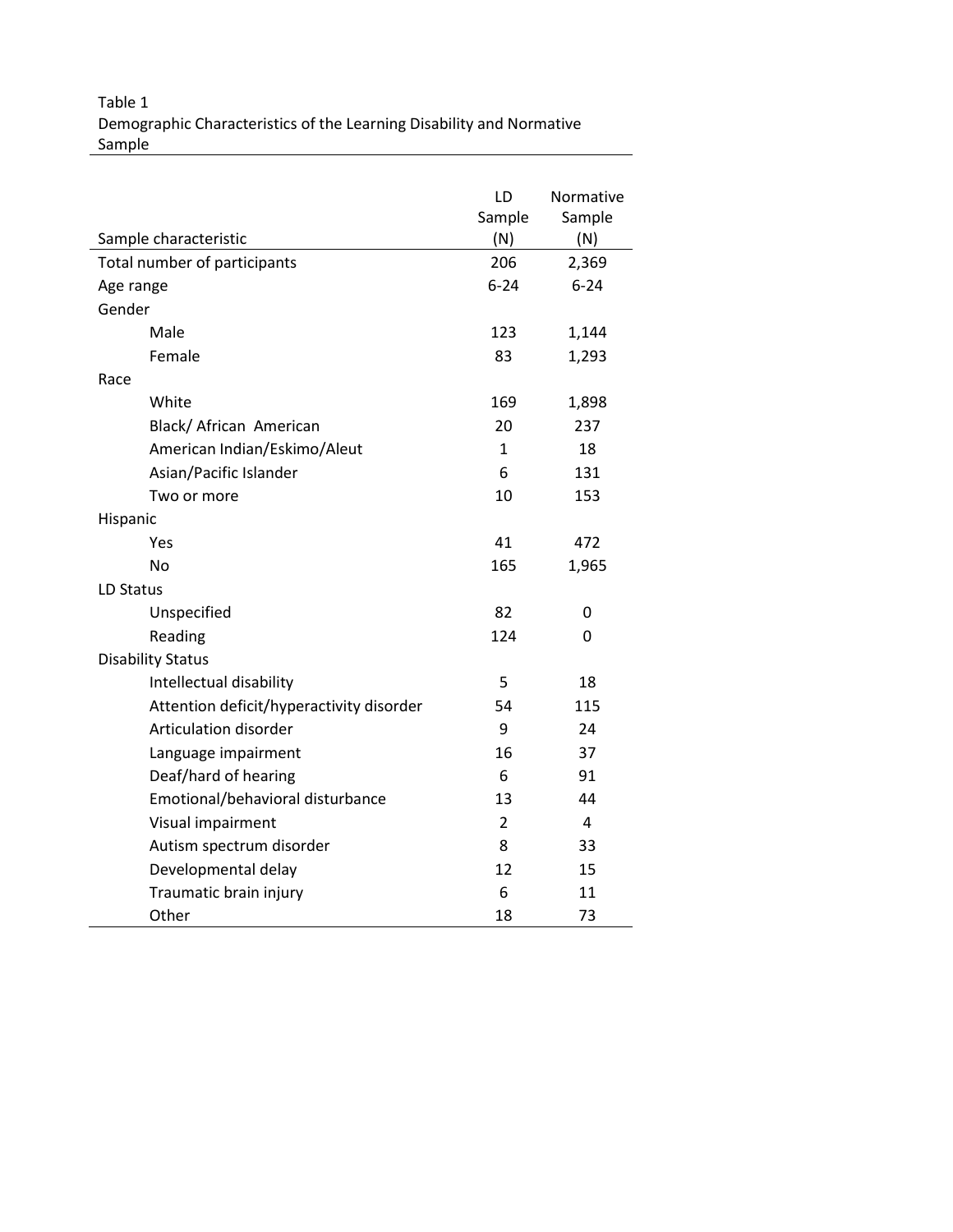Table 1
Demographic Characteristics of the Learning Disability and Normative Sample

| Sample characteristic | LD Sample (N) | Normative Sample (N) |
|---|---|---|
| Total number of participants | 206 | 2,369 |
| Age range | 6-24 | 6-24 |
| Gender | | |
| Male | 123 | 1,144 |
| Female | 83 | 1,293 |
| Race | | |
| White | 169 | 1,898 |
| Black/ African American | 20 | 237 |
| American Indian/Eskimo/Aleut | 1 | 18 |
| Asian/Pacific Islander | 6 | 131 |
| Two or more | 10 | 153 |
| Hispanic | | |
| Yes | 41 | 472 |
| No | 165 | 1,965 |
| LD Status | | |
| Unspecified | 82 | 0 |
| Reading | 124 | 0 |
| Disability Status | | |
| Intellectual disability | 5 | 18 |
| Attention deficit/hyperactivity disorder | 54 | 115 |
| Articulation disorder | 9 | 24 |
| Language impairment | 16 | 37 |
| Deaf/hard of hearing | 6 | 91 |
| Emotional/behavioral disturbance | 13 | 44 |
| Visual impairment | 2 | 4 |
| Autism spectrum disorder | 8 | 33 |
| Developmental delay | 12 | 15 |
| Traumatic brain injury | 6 | 11 |
| Other | 18 | 73 |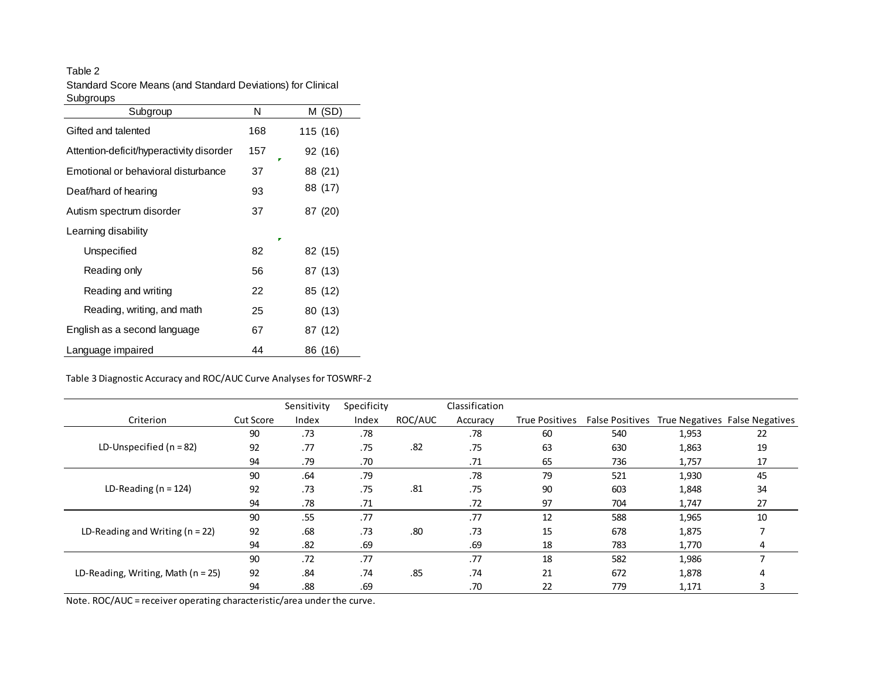Table 2

Standard Score Means (and Standard Deviations) for Clinical Subgroups

| Subgroup | N | M (SD) |
|---|---|---|
| Gifted and talented | 168 | 115 (16) |
| Attention-deficit/hyperactivity disorder | 157 | 92 (16) |
| Emotional or behavioral disturbance | 37 | 88 (21) |
| Deaf/hard of hearing | 93 | 88 (17) |
| Autism spectrum disorder | 37 | 87 (20) |
| Learning disability | | |
| Unspecified | 82 | 82 (15) |
| Reading only | 56 | 87 (13) |
| Reading and writing | 22 | 85 (12) |
| Reading, writing, and math | 25 | 80 (13) |
| English as a second language | 67 | 87 (12) |
| Language impaired | 44 | 86 (16) |

Table 3 Diagnostic Accuracy and ROC/AUC Curve Analyses for TOSWRF-2

| Criterion | Cut Score | Sensitivity Index | Specificity Index | ROC/AUC | Classification Accuracy | True Positives | False Positives | True Negatives | False Negatives |
|---|---|---|---|---|---|---|---|---|---|
| | 90 | .73 | .78 | | .78 | 60 | 540 | 1,953 | 22 |
| LD-Unspecified (n = 82) | 92 | .77 | .75 | .82 | .75 | 63 | 630 | 1,863 | 19 |
| | 94 | .79 | .70 | | .71 | 65 | 736 | 1,757 | 17 |
| | 90 | .64 | .79 | | .78 | 79 | 521 | 1,930 | 45 |
| LD-Reading (n = 124) | 92 | .73 | .75 | .81 | .75 | 90 | 603 | 1,848 | 34 |
| | 94 | .78 | .71 | | .72 | 97 | 704 | 1,747 | 27 |
| | 90 | .55 | .77 | | .77 | 12 | 588 | 1,965 | 10 |
| LD-Reading and Writing (n = 22) | 92 | .68 | .73 | .80 | .73 | 15 | 678 | 1,875 | 7 |
| | 94 | .82 | .69 | | .69 | 18 | 783 | 1,770 | 4 |
| | 90 | .72 | .77 | | .77 | 18 | 582 | 1,986 | 7 |
| LD-Reading, Writing, Math (n = 25) | 92 | .84 | .74 | .85 | .74 | 21 | 672 | 1,878 | 4 |
| | 94 | .88 | .69 | | .70 | 22 | 779 | 1,171 | 3 |

Note. ROC/AUC = receiver operating characteristic/area under the curve.